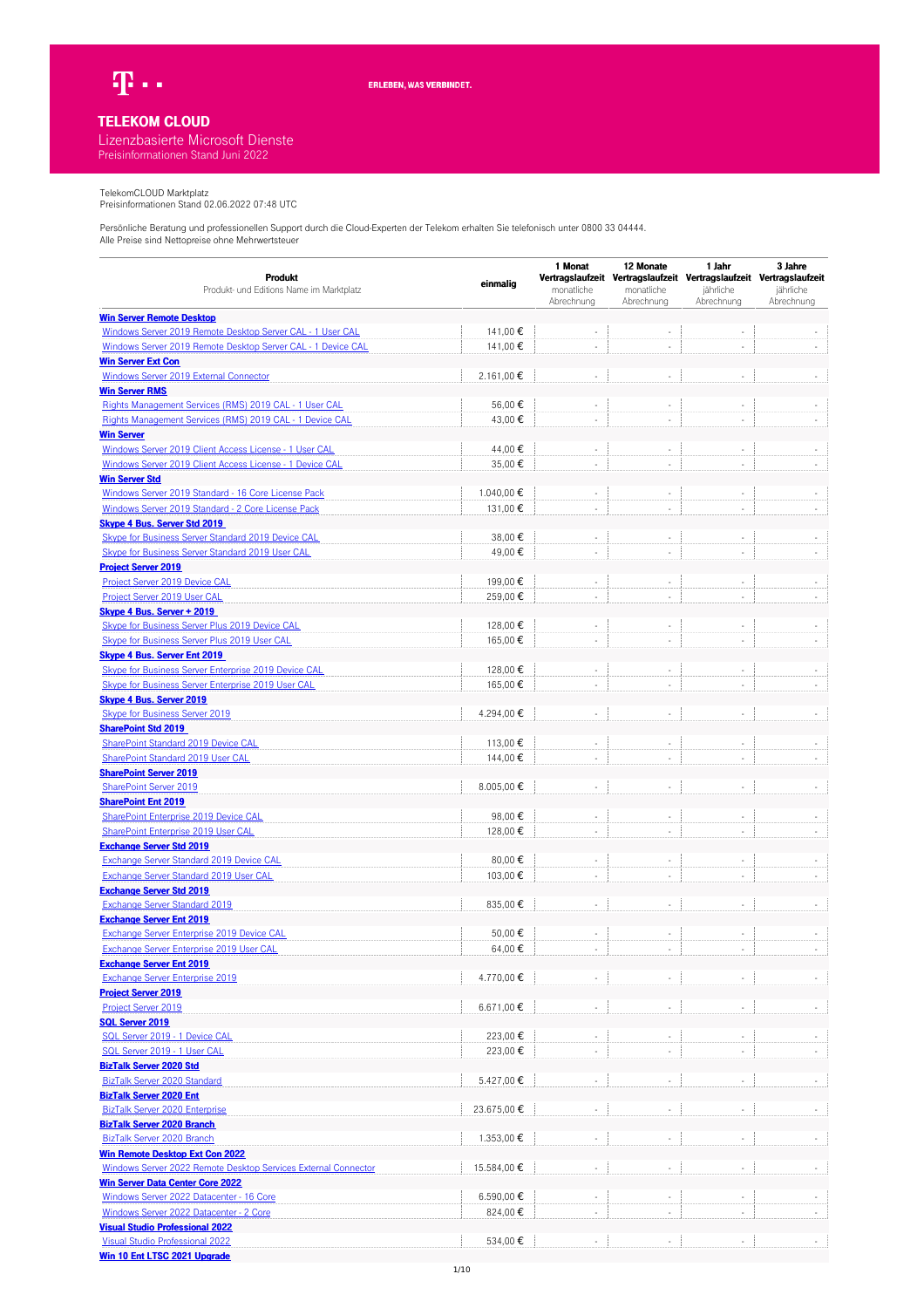ERLEBEN, WAS VERBINDET.

# TELEKOM CLOUD

## Lizenzbasierte Microsoft Dienste

Preisinformationen Stand Juni 2022

TelekomCLOUD Marktplatz
Preisinformationen Stand 02.06.2022 07:48 UTC

Persönliche Beratung und professionellen Support durch die Cloud-Experten der Telekom erhalten Sie telefonisch unter 0800 33 04444.
Alle Preise sind Nettopreise ohne Mehrwertsteuer

| **Produkt** Produkt- und Editions Name im Marktplatz | **einmalig** | **1 Monat Vertragslaufzeit** monatliche Abrechnung | **12 Monate Vertragslaufzeit** monatliche Abrechnung | **1 Jahr Vertragslaufzeit** jährliche Abrechnung | **3 Jahre Vertragslaufzeit** jährliche Abrechnung |
|---|---|---|---|---|---|
| **Win Server Remote Desktop** | | | | | |
| Windows Server 2019 Remote Desktop Server CAL - 1 User CAL | 141,00 € | - | - | - | - |
| Windows Server 2019 Remote Desktop Server CAL - 1 Device CAL | 141,00 € | - | - | - | - |
| **Win Server Ext Con** | | | | | |
| Windows Server 2019 External Connector | 2.161,00 € | - | - | - | - |
| **Win Server RMS** | | | | | |
| Rights Management Services (RMS) 2019 CAL - 1 User CAL | 56,00 € | - | - | - | - |
| Rights Management Services (RMS) 2019 CAL - 1 Device CAL | 43,00 € | - | - | - | - |
| **Win Server** | | | | | |
| Windows Server 2019 Client Access License - 1 User CAL | 44,00 € | - | - | - | - |
| Windows Server 2019 Client Access License - 1 Device CAL | 35,00 € | - | - | - | - |
| **Win Server Std** | | | | | |
| Windows Server 2019 Standard - 16 Core License Pack | 1.040,00 € | - | - | - | - |
| Windows Server 2019 Standard - 2 Core License Pack | 131,00 € | - | - | - | - |
| **Skype 4 Bus. Server Std 2019** | | | | | |
| Skype for Business Server Standard 2019 Device CAL | 38,00 € | - | - | - | - |
| Skype for Business Server Standard 2019 User CAL | 49,00 € | - | - | - | - |
| **Project Server 2019** | | | | | |
| Project Server 2019 Device CAL | 199,00 € | - | - | - | - |
| Project Server 2019 User CAL | 259,00 € | - | - | - | - |
| **Skype 4 Bus. Server + 2019** | | | | | |
| Skype for Business Server Plus 2019 Device CAL | 128,00 € | - | - | - | - |
| Skype for Business Server Plus 2019 User CAL | 165,00 € | - | - | - | - |
| **Skype 4 Bus. Server Ent 2019** | | | | | |
| Skype for Business Server Enterprise 2019 Device CAL | 128,00 € | - | - | - | - |
| Skype for Business Server Enterprise 2019 User CAL | 165,00 € | - | - | - | - |
| **Skype 4 Bus. Server 2019** | | | | | |
| Skype for Business Server 2019 | 4.294,00 € | - | - | - | - |
| **SharePoint Std 2019** | | | | | |
| SharePoint Standard 2019 Device CAL | 113,00 € | - | - | - | - |
| SharePoint Standard 2019 User CAL | 144,00 € | - | - | - | - |
| **SharePoint Server 2019** | | | | | |
| SharePoint Server 2019 | 8.005,00 € | - | - | - | - |
| **SharePoint Ent 2019** | | | | | |
| SharePoint Enterprise 2019 Device CAL | 98,00 € | - | - | - | - |
| SharePoint Enterprise 2019 User CAL | 128,00 € | - | - | - | - |
| **Exchange Server Std 2019** | | | | | |
| Exchange Server Standard 2019 Device CAL | 80,00 € | - | - | - | - |
| Exchange Server Standard 2019 User CAL | 103,00 € | - | - | - | - |
| **Exchange Server Std 2019** | | | | | |
| Exchange Server Standard 2019 | 835,00 € | - | - | - | - |
| **Exchange Server Ent 2019** | | | | | |
| Exchange Server Enterprise 2019 Device CAL | 50,00 € | - | - | - | - |
| Exchange Server Enterprise 2019 User CAL | 64,00 € | - | - | - | - |
| **Exchange Server Ent 2019** | | | | | |
| Exchange Server Enterprise 2019 | 4.770,00 € | - | - | - | - |
| **Project Server 2019** | | | | | |
| Project Server 2019 | 6.671,00 € | - | - | - | - |
| **SQL Server 2019** | | | | | |
| SQL Server 2019 - 1 Device CAL | 223,00 € | - | - | - | - |
| SQL Server 2019 - 1 User CAL | 223,00 € | - | - | - | - |
| **BizTalk Server 2020 Std** | | | | | |
| BizTalk Server 2020 Standard | 5.427,00 € | - | - | - | - |
| **BizTalk Server 2020 Ent** | | | | | |
| BizTalk Server 2020 Enterprise | 23.675,00 € | - | - | - | - |
| **BizTalk Server 2020 Branch** | | | | | |
| BizTalk Server 2020 Branch | 1.353,00 € | - | - | - | - |
| **Win Remote Desktop Ext Con 2022** | | | | | |
| Windows Server 2022 Remote Desktop Services External Connector | 15.584,00 € | - | - | - | - |
| **Win Server Data Center Core 2022** | | | | | |
| Windows Server 2022 Datacenter - 16 Core | 6.590,00 € | - | - | - | - |
| Windows Server 2022 Datacenter - 2 Core | 824,00 € | - | - | - | - |
| **Visual Studio Professional 2022** | | | | | |
| Visual Studio Professional 2022 | 534,00 € | - | - | - | - |
| **Win 10 Ent LTSC 2021 Upgrade** | | | | | |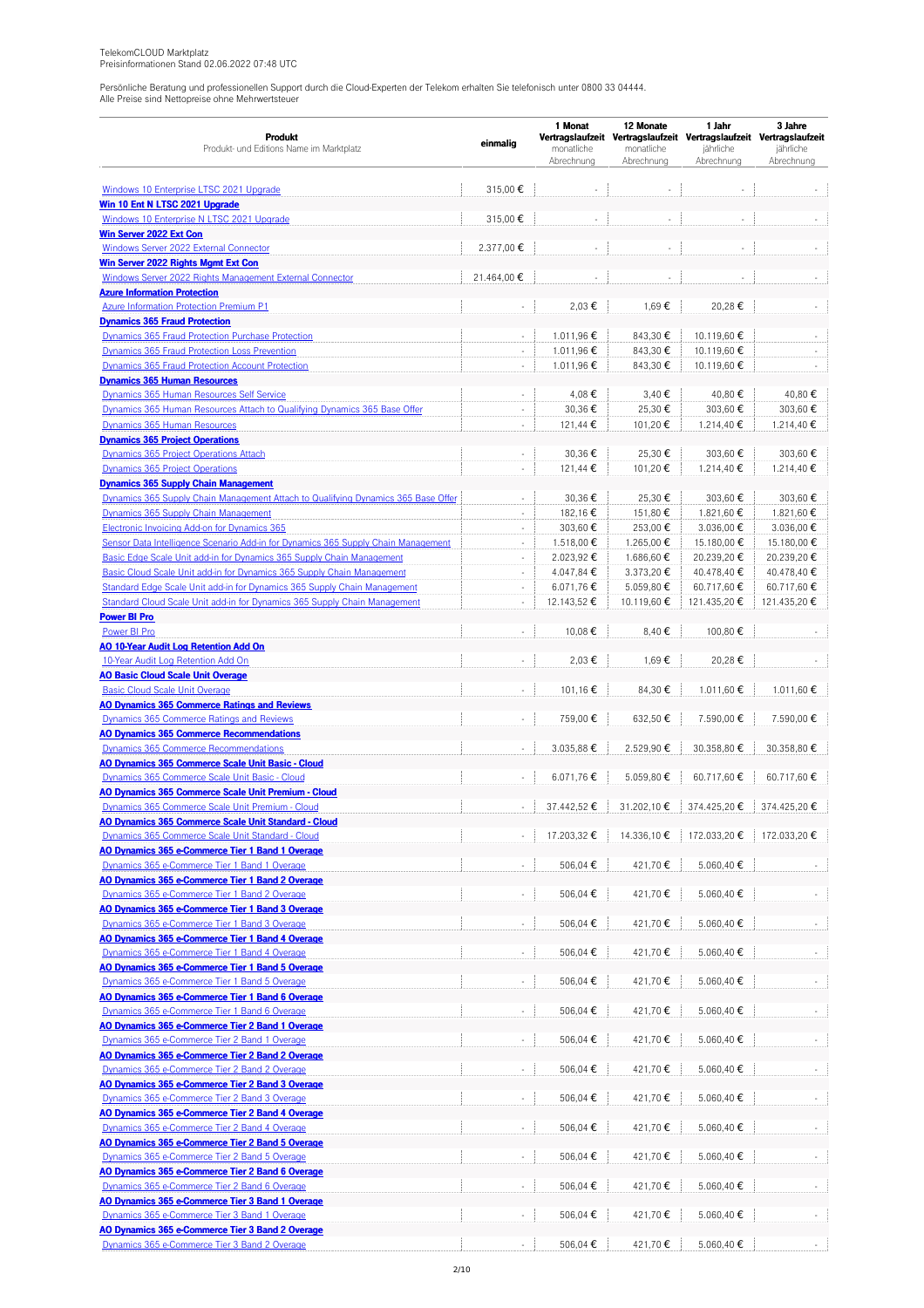TelekomCLOUD Marktplatz
Preisinformationen Stand 02.06.2022 07:48 UTC

Persönliche Beratung und professionellen Support durch die Cloud-Experten der Telekom erhalten Sie telefonisch unter 0800 33 04444.
Alle Preise sind Nettopreise ohne Mehrwertsteuer

| Produkt<br>Produkt- und Editions Name im Marktplatz | einmalig | 1 Monat Vertragslaufzeit monatliche Abrechnung | 12 Monate Vertragslaufzeit monatliche Abrechnung | 1 Jahr Vertragslaufzeit jährliche Abrechnung | 3 Jahre Vertragslaufzeit jährliche Abrechnung |
|---|---|---|---|---|---|
| Windows 10 Enterprise LTSC 2021 Upgrade | 315,00 € | - | - | - | - |
| **Win 10 Ent N LTSC 2021 Upgrade** | | | | | |
| Windows 10 Enterprise N LTSC 2021 Upgrade | 315,00 € | - | - | - | - |
| **Win Server 2022 Ext Con** | | | | | |
| Windows Server 2022 External Connector | 2.377,00 € | - | - | - | - |
| **Win Server 2022 Rights Mgmt Ext Con** | | | | | |
| Windows Server 2022 Rights Management External Connector | 21.464,00 € | - | - | - | - |
| **Azure Information Protection** | | | | | |
| Azure Information Protection Premium P1 | - | 2,03 € | 1,69 € | 20,28 € | - |
| **Dynamics 365 Fraud Protection** | | | | | |
| Dynamics 365 Fraud Protection Purchase Protection | - | 1.011,96 € | 843,30 € | 10.119,60 € | - |
| Dynamics 365 Fraud Protection Loss Prevention | - | 1.011,96 € | 843,30 € | 10.119,60 € | - |
| Dynamics 365 Fraud Protection Account Protection | - | 1.011,96 € | 843,30 € | 10.119,60 € | - |
| **Dynamics 365 Human Resources** | | | | | |
| Dynamics 365 Human Resources Self Service | - | 4,08 € | 3,40 € | 40,80 € | 40,80 € |
| Dynamics 365 Human Resources Attach to Qualifying Dynamics 365 Base Offer | - | 30,36 € | 25,30 € | 303,60 € | 303,60 € |
| Dynamics 365 Human Resources | - | 121,44 € | 101,20 € | 1.214,40 € | 1.214,40 € |
| **Dynamics 365 Project Operations** | | | | | |
| Dynamics 365 Project Operations Attach | - | 30,36 € | 25,30 € | 303,60 € | 303,60 € |
| Dynamics 365 Project Operations | - | 121,44 € | 101,20 € | 1.214,40 € | 1.214,40 € |
| **Dynamics 365 Supply Chain Management** | | | | | |
| Dynamics 365 Supply Chain Management Attach to Qualifying Dynamics 365 Base Offer | - | 30,36 € | 25,30 € | 303,60 € | 303,60 € |
| Dynamics 365 Supply Chain Management | - | 182,16 € | 151,80 € | 1.821,60 € | 1.821,60 € |
| Electronic Invoicing Add-on for Dynamics 365 | - | 303,60 € | 253,00 € | 3.036,00 € | 3.036,00 € |
| Sensor Data Intelligence Scenario Add-in for Dynamics 365 Supply Chain Management | - | 1.518,00 € | 1.265,00 € | 15.180,00 € | 15.180,00 € |
| Basic Edge Scale Unit add-in for Dynamics 365 Supply Chain Management | - | 2.023,92 € | 1.686,60 € | 20.239,20 € | 20.239,20 € |
| Basic Cloud Scale Unit add-in for Dynamics 365 Supply Chain Management | - | 4.047,84 € | 3.373,20 € | 40.478,40 € | 40.478,40 € |
| Standard Edge Scale Unit add-in for Dynamics 365 Supply Chain Management | - | 6.071,76 € | 5.059,80 € | 60.717,60 € | 60.717,60 € |
| Standard Cloud Scale Unit add-in for Dynamics 365 Supply Chain Management | - | 12.143,52 € | 10.119,60 € | 121.435,20 € | 121.435,20 € |
| **Power BI Pro** | | | | | |
| Power BI Pro | - | 10,08 € | 8,40 € | 100,80 € | - |
| **AO 10-Year Audit Log Retention Add On** | | | | | |
| 10-Year Audit Log Retention Add On | - | 2,03 € | 1,69 € | 20,28 € | - |
| **AO Basic Cloud Scale Unit Overage** | | | | | |
| Basic Cloud Scale Unit Overage | - | 101,16 € | 84,30 € | 1.011,60 € | 1.011,60 € |
| **AO Dynamics 365 Commerce Ratings and Reviews** | | | | | |
| Dynamics 365 Commerce Ratings and Reviews | - | 759,00 € | 632,50 € | 7.590,00 € | 7.590,00 € |
| **AO Dynamics 365 Commerce Recommendations** | | | | | |
| Dynamics 365 Commerce Recommendations | - | 3.035,88 € | 2.529,90 € | 30.358,80 € | 30.358,80 € |
| **AO Dynamics 365 Commerce Scale Unit Basic - Cloud** | | | | | |
| Dynamics 365 Commerce Scale Unit Basic - Cloud | - | 6.071,76 € | 5.059,80 € | 60.717,60 € | 60.717,60 € |
| **AO Dynamics 365 Commerce Scale Unit Premium - Cloud** | | | | | |
| Dynamics 365 Commerce Scale Unit Premium - Cloud | - | 37.442,52 € | 31.202,10 € | 374.425,20 € | 374.425,20 € |
| **AO Dynamics 365 Commerce Scale Unit Standard - Cloud** | | | | | |
| Dynamics 365 Commerce Scale Unit Standard - Cloud | - | 17.203,32 € | 14.336,10 € | 172.033,20 € | 172.033,20 € |
| **AO Dynamics 365 e-Commerce Tier 1 Band 1 Overage** | | | | | |
| Dynamics 365 e-Commerce Tier 1 Band 1 Overage | - | 506,04 € | 421,70 € | 5.060,40 € | - |
| **AO Dynamics 365 e-Commerce Tier 1 Band 2 Overage** | | | | | |
| Dynamics 365 e-Commerce Tier 1 Band 2 Overage | - | 506,04 € | 421,70 € | 5.060,40 € | - |
| **AO Dynamics 365 e-Commerce Tier 1 Band 3 Overage** | | | | | |
| Dynamics 365 e-Commerce Tier 1 Band 3 Overage | - | 506,04 € | 421,70 € | 5.060,40 € | - |
| **AO Dynamics 365 e-Commerce Tier 1 Band 4 Overage** | | | | | |
| Dynamics 365 e-Commerce Tier 1 Band 4 Overage | - | 506,04 € | 421,70 € | 5.060,40 € | - |
| **AO Dynamics 365 e-Commerce Tier 1 Band 5 Overage** | | | | | |
| Dynamics 365 e-Commerce Tier 1 Band 5 Overage | - | 506,04 € | 421,70 € | 5.060,40 € | - |
| **AO Dynamics 365 e-Commerce Tier 1 Band 6 Overage** | | | | | |
| Dynamics 365 e-Commerce Tier 1 Band 6 Overage | - | 506,04 € | 421,70 € | 5.060,40 € | - |
| **AO Dynamics 365 e-Commerce Tier 2 Band 1 Overage** | | | | | |
| Dynamics 365 e-Commerce Tier 2 Band 1 Overage | - | 506,04 € | 421,70 € | 5.060,40 € | - |
| **AO Dynamics 365 e-Commerce Tier 2 Band 2 Overage** | | | | | |
| Dynamics 365 e-Commerce Tier 2 Band 2 Overage | - | 506,04 € | 421,70 € | 5.060,40 € | - |
| **AO Dynamics 365 e-Commerce Tier 2 Band 3 Overage** | | | | | |
| Dynamics 365 e-Commerce Tier 2 Band 3 Overage | - | 506,04 € | 421,70 € | 5.060,40 € | - |
| **AO Dynamics 365 e-Commerce Tier 2 Band 4 Overage** | | | | | |
| Dynamics 365 e-Commerce Tier 2 Band 4 Overage | - | 506,04 € | 421,70 € | 5.060,40 € | - |
| **AO Dynamics 365 e-Commerce Tier 2 Band 5 Overage** | | | | | |
| Dynamics 365 e-Commerce Tier 2 Band 5 Overage | - | 506,04 € | 421,70 € | 5.060,40 € | - |
| **AO Dynamics 365 e-Commerce Tier 2 Band 6 Overage** | | | | | |
| Dynamics 365 e-Commerce Tier 2 Band 6 Overage | - | 506,04 € | 421,70 € | 5.060,40 € | - |
| **AO Dynamics 365 e-Commerce Tier 3 Band 1 Overage** | | | | | |
| Dynamics 365 e-Commerce Tier 3 Band 1 Overage | - | 506,04 € | 421,70 € | 5.060,40 € | - |
| **AO Dynamics 365 e-Commerce Tier 3 Band 2 Overage** | | | | | |
| Dynamics 365 e-Commerce Tier 3 Band 2 Overage | - | 506,04 € | 421,70 € | 5.060,40 € | - |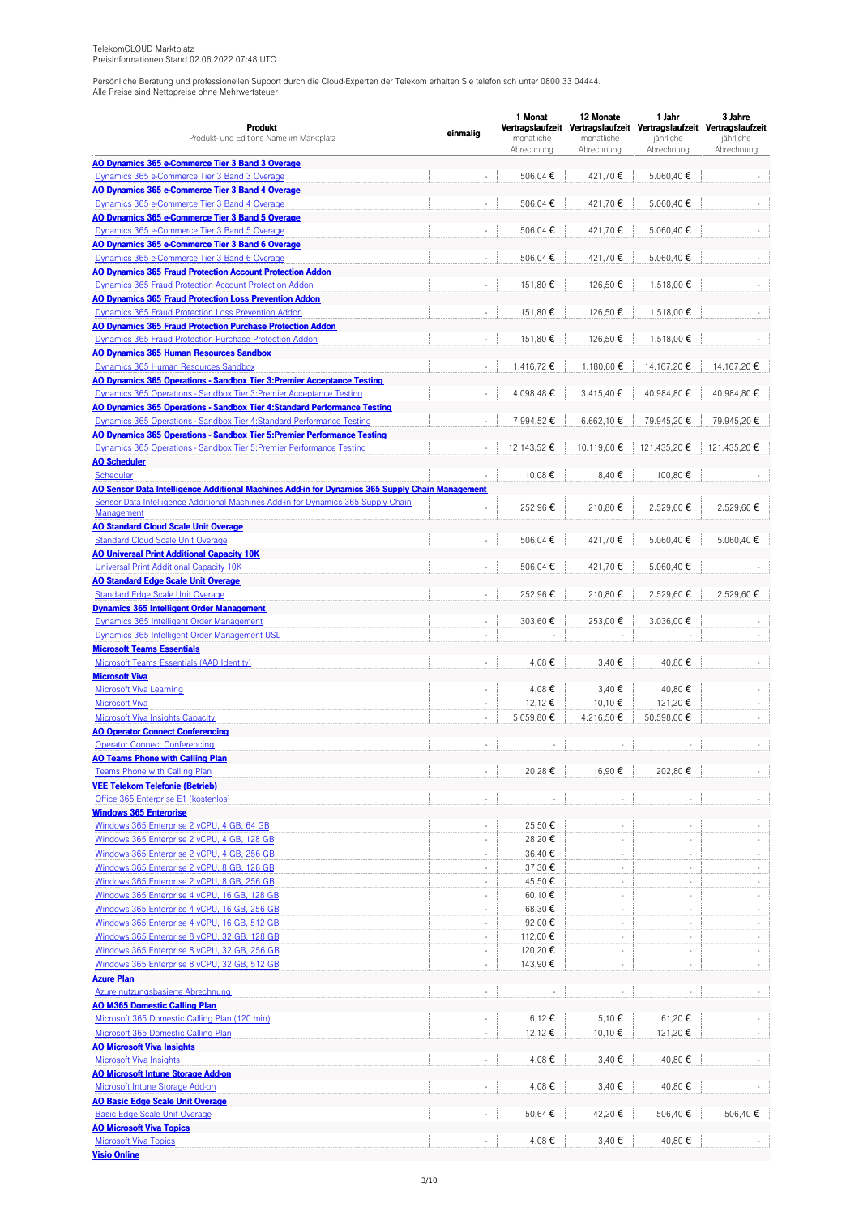TelekomCLOUD Marktplatz
Preisinformationen Stand 02.06.2022 07:48 UTC

Persönliche Beratung und professionellen Support durch die Cloud-Experten der Telekom erhalten Sie telefonisch unter 0800 33 04444.
Alle Preise sind Nettopreise ohne Mehrwertsteuer

| **Produkt** Produkt- und Editions Name im Marktplatz | **einmalig** | **1 Monat Vertragslaufzeit** monatliche Abrechnung | **12 Monate Vertragslaufzeit** monatliche Abrechnung | **1 Jahr Vertragslaufzeit** jährliche Abrechnung | **3 Jahre Vertragslaufzeit** jährliche Abrechnung |
|---|---|---|---|---|---|
| **AO Dynamics 365 e-Commerce Tier 3 Band 3 Overage** | | | | | |
| Dynamics 365 e-Commerce Tier 3 Band 3 Overage | - | 506,04 € | 421,70 € | 5.060,40 € | - |
| **AO Dynamics 365 e-Commerce Tier 3 Band 4 Overage** | | | | | |
| Dynamics 365 e-Commerce Tier 3 Band 4 Overage | - | 506,04 € | 421,70 € | 5.060,40 € | - |
| **AO Dynamics 365 e-Commerce Tier 3 Band 5 Overage** | | | | | |
| Dynamics 365 e-Commerce Tier 3 Band 5 Overage | - | 506,04 € | 421,70 € | 5.060,40 € | - |
| **AO Dynamics 365 e-Commerce Tier 3 Band 6 Overage** | | | | | |
| Dynamics 365 e-Commerce Tier 3 Band 6 Overage | - | 506,04 € | 421,70 € | 5.060,40 € | - |
| **AO Dynamics 365 Fraud Protection Account Protection Addon** | | | | | |
| Dynamics 365 Fraud Protection Account Protection Addon | - | 151,80 € | 126,50 € | 1.518,00 € | - |
| **AO Dynamics 365 Fraud Protection Loss Prevention Addon** | | | | | |
| Dynamics 365 Fraud Protection Loss Prevention Addon | - | 151,80 € | 126,50 € | 1.518,00 € | - |
| **AO Dynamics 365 Fraud Protection Purchase Protection Addon** | | | | | |
| Dynamics 365 Fraud Protection Purchase Protection Addon | - | 151,80 € | 126,50 € | 1.518,00 € | - |
| **AO Dynamics 365 Human Resources Sandbox** | | | | | |
| Dynamics 365 Human Resources Sandbox | - | 1.416,72 € | 1.180,60 € | 14.167,20 € | 14.167,20 € |
| **AO Dynamics 365 Operations - Sandbox Tier 3:Premier Acceptance Testing** | | | | | |
| Dynamics 365 Operations - Sandbox Tier 3:Premier Acceptance Testing | - | 4.098,48 € | 3.415,40 € | 40.984,80 € | 40.984,80 € |
| **AO Dynamics 365 Operations - Sandbox Tier 4:Standard Performance Testing** | | | | | |
| Dynamics 365 Operations - Sandbox Tier 4:Standard Performance Testing | - | 7.994,52 € | 6.662,10 € | 79.945,20 € | 79.945,20 € |
| **AO Dynamics 365 Operations - Sandbox Tier 5:Premier Performance Testing** | | | | | |
| Dynamics 365 Operations - Sandbox Tier 5:Premier Performance Testing | - | 12.143,52 € | 10.119,60 € | 121.435,20 € | 121.435,20 € |
| **AO Scheduler** | | | | | |
| Scheduler | - | 10,08 € | 8,40 € | 100,80 € | - |
| **AO Sensor Data Intelligence Additional Machines Add-in for Dynamics 365 Supply Chain Management** | | | | | |
| Sensor Data Intelligence Additional Machines Add-in for Dynamics 365 Supply Chain Management | - | 252,96 € | 210,80 € | 2.529,60 € | 2.529,60 € |
| **AO Standard Cloud Scale Unit Overage** | | | | | |
| Standard Cloud Scale Unit Overage | - | 506,04 € | 421,70 € | 5.060,40 € | 5.060,40 € |
| **AO Universal Print Additional Capacity 10K** | | | | | |
| Universal Print Additional Capacity 10K | - | 506,04 € | 421,70 € | 5.060,40 € | - |
| **AO Standard Edge Scale Unit Overage** | | | | | |
| Standard Edge Scale Unit Overage | - | 252,96 € | 210,80 € | 2.529,60 € | 2.529,60 € |
| **Dynamics 365 Intelligent Order Management** | | | | | |
| Dynamics 365 Intelligent Order Management | - | 303,60 € | 253,00 € | 3.036,00 € | - |
| Dynamics 365 Intelligent Order Management USL | - | - | - | - | - |
| **Microsoft Teams Essentials** | | | | | |
| Microsoft Teams Essentials (AAD Identity) | - | 4,08 € | 3,40 € | 40,80 € | - |
| **Microsoft Viva** | | | | | |
| Microsoft Viva Learning | - | 4,08 € | 3,40 € | 40,80 € | - |
| Microsoft Viva | - | 12,12 € | 10,10 € | 121,20 € | - |
| Microsoft Viva Insights Capacity | - | 5.059,80 € | 4.216,50 € | 50.598,00 € | - |
| **AO Operator Connect Conferencing** | | | | | |
| Operator Connect Conferencing | - | - | - | - | - |
| **AO Teams Phone with Calling Plan** | | | | | |
| Teams Phone with Calling Plan | - | 20,28 € | 16,90 € | 202,80 € | - |
| **VEE Telekom Telefonie (Betrieb)** | | | | | |
| Office 365 Enterprise E1 (kostenlos) | - | - | - | - | - |
| **Windows 365 Enterprise** | | | | | |
| Windows 365 Enterprise 2 vCPU, 4 GB, 64 GB | - | 25,50 € | - | - | - |
| Windows 365 Enterprise 2 vCPU, 4 GB, 128 GB | - | 28,20 € | - | - | - |
| Windows 365 Enterprise 2 vCPU, 4 GB, 256 GB | - | 36,40 € | - | - | - |
| Windows 365 Enterprise 2 vCPU, 8 GB, 128 GB | - | 37,30 € | - | - | - |
| Windows 365 Enterprise 2 vCPU, 8 GB, 256 GB | - | 45,50 € | - | - | - |
| Windows 365 Enterprise 4 vCPU, 16 GB, 128 GB | - | 60,10 € | - | - | - |
| Windows 365 Enterprise 4 vCPU, 16 GB, 256 GB | - | 68,30 € | - | - | - |
| Windows 365 Enterprise 4 vCPU, 16 GB, 512 GB | - | 92,00 € | - | - | - |
| Windows 365 Enterprise 8 vCPU, 32 GB, 128 GB | - | 112,00 € | - | - | - |
| Windows 365 Enterprise 8 vCPU, 32 GB, 256 GB | - | 120,20 € | - | - | - |
| Windows 365 Enterprise 8 vCPU, 32 GB, 512 GB | - | 143,90 € | - | - | - |
| **Azure Plan** | | | | | |
| Azure nutzungsbasierte Abrechnung | - | - | - | - | - |
| **AO M365 Domestic Calling Plan** | | | | | |
| Microsoft 365 Domestic Calling Plan (120 min) | - | 6,12 € | 5,10 € | 61,20 € | - |
| Microsoft 365 Domestic Calling Plan | - | 12,12 € | 10,10 € | 121,20 € | - |
| **AO Microsoft Viva Insights** | | | | | |
| Microsoft Viva Insights | - | 4,08 € | 3,40 € | 40,80 € | - |
| **AO Microsoft Intune Storage Add-on** | | | | | |
| Microsoft Intune Storage Add-on | - | 4,08 € | 3,40 € | 40,80 € | - |
| **AO Basic Edge Scale Unit Overage** | | | | | |
| Basic Edge Scale Unit Overage | - | 50,64 € | 42,20 € | 506,40 € | 506,40 € |
| **AO Microsoft Viva Topics** | | | | | |
| Microsoft Viva Topics | - | 4,08 € | 3,40 € | 40,80 € | - |
| **Visio Online** | | | | | |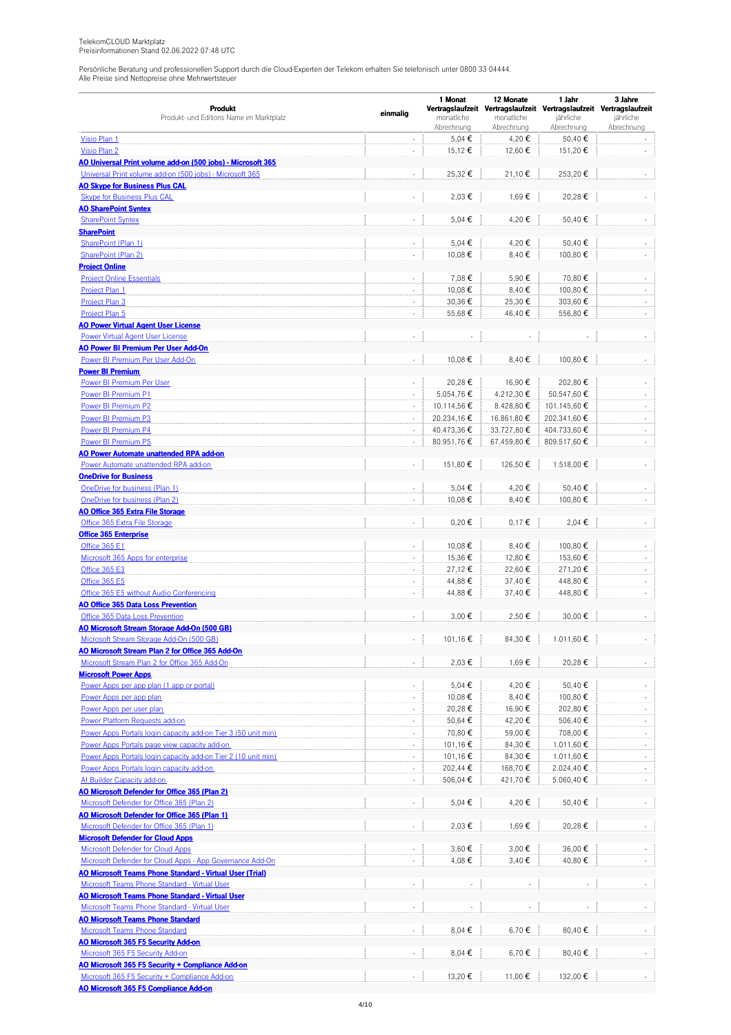TelekomCLOUD Marktplatz
Preisinformationen Stand 02.06.2022 07:48 UTC

Persönliche Beratung und professionellen Support durch die Cloud-Experten der Telekom erhalten Sie telefonisch unter 0800 33 04444.
Alle Preise sind Nettopreise ohne Mehrwertsteuer

| Produkt<br>Produkt- und Editions Name im Marktplatz | einmalig | 1 Monat Vertragslaufzeit<br>monatliche Abrechnung | 12 Monate Vertragslaufzeit<br>monatliche Abrechnung | 1 Jahr Vertragslaufzeit<br>jährliche Abrechnung | 3 Jahre Vertragslaufzeit<br>jährliche Abrechnung |
|---|---|---|---|---|---|
| Visio Plan 1 | - | 5,04 € | 4,20 € | 50,40 € | - |
| Visio Plan 2 | - | 15,12 € | 12,60 € | 151,20 € | - |
| **AO Universal Print volume add-on (500 jobs) - Microsoft 365** | | | | | |
| Universal Print volume add-on (500 jobs) - Microsoft 365 | - | 25,32 € | 21,10 € | 253,20 € | - |
| **AO Skype for Business Plus CAL** | | | | | |
| Skype for Business Plus CAL | - | 2,03 € | 1,69 € | 20,28 € | - |
| **AO SharePoint Syntex** | | | | | |
| SharePoint Syntex | - | 5,04 € | 4,20 € | 50,40 € | - |
| **SharePoint** | | | | | |
| SharePoint (Plan 1) | - | 5,04 € | 4,20 € | 50,40 € | - |
| SharePoint (Plan 2) | - | 10,08 € | 8,40 € | 100,80 € | - |
| **Project Online** | | | | | |
| Project Online Essentials | - | 7,08 € | 5,90 € | 70,80 € | - |
| Project Plan 1 | - | 10,08 € | 8,40 € | 100,80 € | - |
| Project Plan 3 | - | 30,36 € | 25,30 € | 303,60 € | - |
| Project Plan 5 | - | 55,68 € | 46,40 € | 556,80 € | - |
| **AO Power Virtual Agent User License** | | | | | |
| Power Virtual Agent User License | - | - | - | - | - |
| **AO Power BI Premium Per User Add-On** | | | | | |
| Power BI Premium Per User Add-On | - | 10,08 € | 8,40 € | 100,80 € | - |
| **Power BI Premium** | | | | | |
| Power BI Premium Per User | - | 20,28 € | 16,90 € | 202,80 € | - |
| Power BI Premium P1 | - | 5.054,76 € | 4.212,30 € | 50.547,60 € | - |
| Power BI Premium P2 | - | 10.114,56 € | 8.428,80 € | 101.145,60 € | - |
| Power BI Premium P3 | - | 20.234,16 € | 16.861,80 € | 202.341,60 € | - |
| Power BI Premium P4 | - | 40.473,36 € | 33.727,80 € | 404.733,60 € | - |
| Power BI Premium P5 | - | 80.951,76 € | 67.459,80 € | 809.517,60 € | - |
| **AO Power Automate unattended RPA add-on** | | | | | |
| Power Automate unattended RPA add-on | - | 151,80 € | 126,50 € | 1.518,00 € | - |
| **OneDrive for Business** | | | | | |
| OneDrive for business (Plan 1) | - | 5,04 € | 4,20 € | 50,40 € | - |
| OneDrive for business (Plan 2) | - | 10,08 € | 8,40 € | 100,80 € | - |
| **AO Office 365 Extra File Storage** | | | | | |
| Office 365 Extra File Storage | - | 0,20 € | 0,17 € | 2,04 € | - |
| **Office 365 Enterprise** | | | | | |
| Office 365 E1 | - | 10,08 € | 8,40 € | 100,80 € | - |
| Microsoft 365 Apps for enterprise | - | 15,36 € | 12,80 € | 153,60 € | - |
| Office 365 E3 | - | 27,12 € | 22,60 € | 271,20 € | - |
| Office 365 E5 | - | 44,88 € | 37,40 € | 448,80 € | - |
| Office 365 E5 without Audio Conferencing | - | 44,88 € | 37,40 € | 448,80 € | - |
| **AO Office 365 Data Loss Prevention** | | | | | |
| Office 365 Data Loss Prevention | - | 3,00 € | 2,50 € | 30,00 € | - |
| **AO Microsoft Stream Storage Add-On (500 GB)** | | | | | |
| Microsoft Stream Storage Add-On (500 GB) | - | 101,16 € | 84,30 € | 1.011,60 € | - |
| **AO Microsoft Stream Plan 2 for Office 365 Add-On** | | | | | |
| Microsoft Stream Plan 2 for Office 365 Add-On | - | 2,03 € | 1,69 € | 20,28 € | - |
| **Microsoft Power Apps** | | | | | |
| Power Apps per app plan (1 app or portal) | - | 5,04 € | 4,20 € | 50,40 € | - |
| Power Apps per app plan | - | 10,08 € | 8,40 € | 100,80 € | - |
| Power Apps per user plan | - | 20,28 € | 16,90 € | 202,80 € | - |
| Power Platform Requests add-on | - | 50,64 € | 42,20 € | 506,40 € | - |
| Power Apps Portals login capacity add-on Tier 3 (50 unit min) | - | 70,80 € | 59,00 € | 708,00 € | - |
| Power Apps Portals page view capacity add-on | - | 101,16 € | 84,30 € | 1.011,60 € | - |
| Power Apps Portals login capacity add-on Tier 2 (10 unit min) | - | 101,16 € | 84,30 € | 1.011,60 € | - |
| Power Apps Portals login capacity add-on | - | 202,44 € | 168,70 € | 2.024,40 € | - |
| AI Builder Capacity add-on | - | 506,04 € | 421,70 € | 5.060,40 € | - |
| **AO Microsoft Defender for Office 365 (Plan 2)** | | | | | |
| Microsoft Defender for Office 365 (Plan 2) | - | 5,04 € | 4,20 € | 50,40 € | - |
| **AO Microsoft Defender for Office 365 (Plan 1)** | | | | | |
| Microsoft Defender for Office 365 (Plan 1) | - | 2,03 € | 1,69 € | 20,28 € | - |
| **Microsoft Defender for Cloud Apps** | | | | | |
| Microsoft Defender for Cloud Apps | - | 3,60 € | 3,00 € | 36,00 € | - |
| Microsoft Defender for Cloud Apps - App Governance Add-On | - | 4,08 € | 3,40 € | 40,80 € | - |
| **AO Microsoft Teams Phone Standard - Virtual User (Trial)** | | | | | |
| Microsoft Teams Phone Standard - Virtual User | - | - | - | - | - |
| **AO Microsoft Teams Phone Standard - Virtual User** | | | | | |
| Microsoft Teams Phone Standard - Virtual User | - | - | - | - | - |
| **AO Microsoft Teams Phone Standard** | | | | | |
| Microsoft Teams Phone Standard | - | 8,04 € | 6,70 € | 80,40 € | - |
| **AO Microsoft 365 F5 Security Add-on** | | | | | |
| Microsoft 365 F5 Security Add-on | - | 8,04 € | 6,70 € | 80,40 € | - |
| **AO Microsoft 365 F5 Security + Compliance Add-on** | | | | | |
| Microsoft 365 F5 Security + Compliance Add-on | - | 13,20 € | 11,00 € | 132,00 € | - |
| **AO Microsoft 365 F5 Compliance Add-on** | | | | | |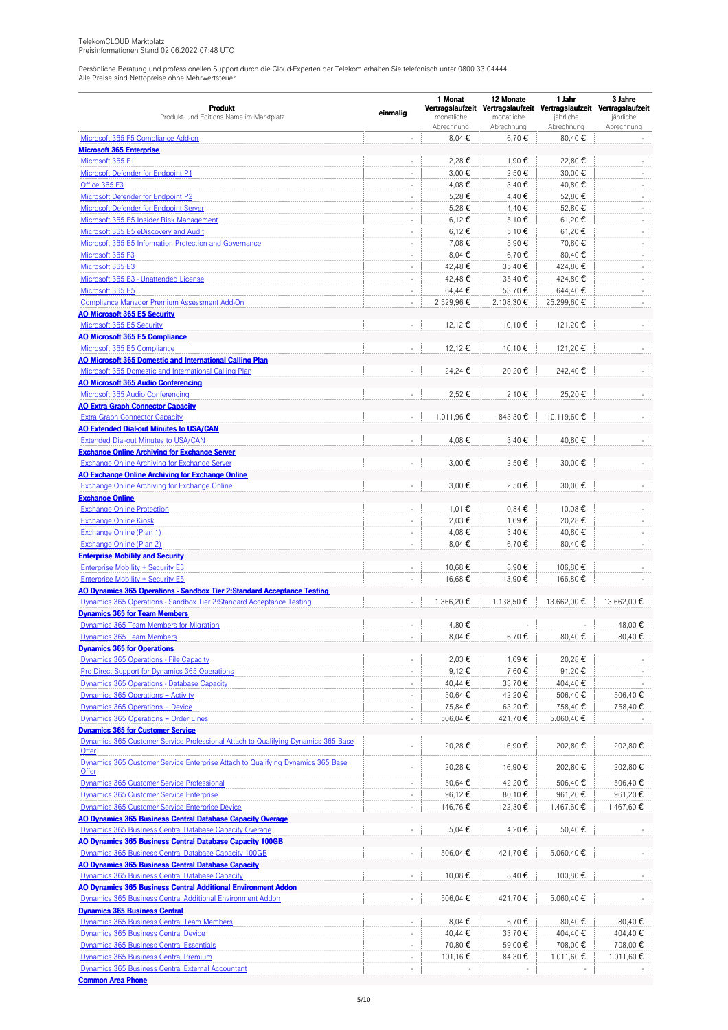TelekomCLOUD Marktplatz
Preisinformationen Stand 02.06.2022 07:48 UTC

Persönliche Beratung und professionellen Support durch die Cloud-Experten der Telekom erhalten Sie telefonisch unter 0800 33 04444.
Alle Preise sind Nettopreise ohne Mehrwertsteuer

| Produkt<br>Produkt- und Editions Name im Marktplatz | einmalig | 1 Monat Vertragslaufzeit monatliche Abrechnung | 12 Monate Vertragslaufzeit monatliche Abrechnung | 1 Jahr Vertragslaufzeit jährliche Abrechnung | 3 Jahre Vertragslaufzeit jährliche Abrechnung |
|---|---|---|---|---|---|
| Microsoft 365 F5 Compliance Add-on | - | 8,04 € | 6,70 € | 80,40 € | - |
| **Microsoft 365 Enterprise** | | | | | |
| Microsoft 365 F1 | - | 2,28 € | 1,90 € | 22,80 € | - |
| Microsoft Defender for Endpoint P1 | - | 3,00 € | 2,50 € | 30,00 € | - |
| Office 365 F3 | - | 4,08 € | 3,40 € | 40,80 € | - |
| Microsoft Defender for Endpoint P2 | - | 5,28 € | 4,40 € | 52,80 € | - |
| Microsoft Defender for Endpoint Server | - | 5,28 € | 4,40 € | 52,80 € | - |
| Microsoft 365 E5 Insider Risk Management | - | 6,12 € | 5,10 € | 61,20 € | - |
| Microsoft 365 E5 eDiscovery and Audit | - | 6,12 € | 5,10 € | 61,20 € | - |
| Microsoft 365 E5 Information Protection and Governance | - | 7,08 € | 5,90 € | 70,80 € | - |
| Microsoft 365 F3 | - | 8,04 € | 6,70 € | 80,40 € | - |
| Microsoft 365 E3 | - | 42,48 € | 35,40 € | 424,80 € | - |
| Microsoft 365 E3 - Unattended License | - | 42,48 € | 35,40 € | 424,80 € | - |
| Microsoft 365 E5 | - | 64,44 € | 53,70 € | 644,40 € | - |
| Compliance Manager Premium Assessment Add-On | - | 2.529,96 € | 2.108,30 € | 25.299,60 € | - |
| **AO Microsoft 365 E5 Security** | | | | | |
| Microsoft 365 E5 Security | - | 12,12 € | 10,10 € | 121,20 € | - |
| **AO Microsoft 365 E5 Compliance** | | | | | |
| Microsoft 365 E5 Compliance | - | 12,12 € | 10,10 € | 121,20 € | - |
| **AO Microsoft 365 Domestic and International Calling Plan** | | | | | |
| Microsoft 365 Domestic and International Calling Plan | - | 24,24 € | 20,20 € | 242,40 € | - |
| **AO Microsoft 365 Audio Conferencing** | | | | | |
| Microsoft 365 Audio Conferencing | - | 2,52 € | 2,10 € | 25,20 € | - |
| **AO Extra Graph Connector Capacity** | | | | | |
| Extra Graph Connector Capacity | - | 1.011,96 € | 843,30 € | 10.119,60 € | - |
| **AO Extended Dial-out Minutes to USA/CAN** | | | | | |
| Extended Dial-out Minutes to USA/CAN | - | 4,08 € | 3,40 € | 40,80 € | - |
| **Exchange Online Archiving for Exchange Server** | | | | | |
| Exchange Online Archiving for Exchange Server | - | 3,00 € | 2,50 € | 30,00 € | - |
| **AO Exchange Online Archiving for Exchange Online** | | | | | |
| Exchange Online Archiving for Exchange Online | - | 3,00 € | 2,50 € | 30,00 € | - |
| **Exchange Online** | | | | | |
| Exchange Online Protection | - | 1,01 € | 0,84 € | 10,08 € | - |
| Exchange Online Kiosk | - | 2,03 € | 1,69 € | 20,28 € | - |
| Exchange Online (Plan 1) | - | 4,08 € | 3,40 € | 40,80 € | - |
| Exchange Online (Plan 2) | - | 8,04 € | 6,70 € | 80,40 € | - |
| **Enterprise Mobility and Security** | | | | | |
| Enterprise Mobility + Security E3 | - | 10,68 € | 8,90 € | 106,80 € | - |
| Enterprise Mobility + Security E5 | - | 16,68 € | 13,90 € | 166,80 € | - |
| **AO Dynamics 365 Operations - Sandbox Tier 2:Standard Acceptance Testing** | | | | | |
| Dynamics 365 Operations - Sandbox Tier 2:Standard Acceptance Testing | - | 1.366,20 € | 1.138,50 € | 13.662,00 € | 13.662,00 € |
| **Dynamics 365 for Team Members** | | | | | |
| Dynamics 365 Team Members for Migration | - | 4,80 € | - | - | 48,00 € |
| Dynamics 365 Team Members | - | 8,04 € | 6,70 € | 80,40 € | 80,40 € |
| **Dynamics 365 for Operations** | | | | | |
| Dynamics 365 Operations - File Capacity | - | 2,03 € | 1,69 € | 20,28 € | - |
| Pro Direct Support for Dynamics 365 Operations | - | 9,12 € | 7,60 € | 91,20 € | - |
| Dynamics 365 Operations - Database Capacity | - | 40,44 € | 33,70 € | 404,40 € | - |
| Dynamics 365 Operations – Activity | - | 50,64 € | 42,20 € | 506,40 € | 506,40 € |
| Dynamics 365 Operations – Device | - | 75,84 € | 63,20 € | 758,40 € | 758,40 € |
| Dynamics 365 Operations – Order Lines | - | 506,04 € | 421,70 € | 5.060,40 € | - |
| **Dynamics 365 for Customer Service** | | | | | |
| Dynamics 365 Customer Service Professional Attach to Qualifying Dynamics 365 Base Offer | - | 20,28 € | 16,90 € | 202,80 € | 202,80 € |
| Dynamics 365 Customer Service Enterprise Attach to Qualifying Dynamics 365 Base Offer | - | 20,28 € | 16,90 € | 202,80 € | 202,80 € |
| Dynamics 365 Customer Service Professional | - | 50,64 € | 42,20 € | 506,40 € | 506,40 € |
| Dynamics 365 Customer Service Enterprise | - | 96,12 € | 80,10 € | 961,20 € | 961,20 € |
| Dynamics 365 Customer Service Enterprise Device | - | 146,76 € | 122,30 € | 1.467,60 € | 1.467,60 € |
| **AO Dynamics 365 Business Central Database Capacity Overage** | | | | | |
| Dynamics 365 Business Central Database Capacity Overage | - | 5,04 € | 4,20 € | 50,40 € | - |
| **AO Dynamics 365 Business Central Database Capacity 100GB** | | | | | |
| Dynamics 365 Business Central Database Capacity 100GB | - | 506,04 € | 421,70 € | 5.060,40 € | - |
| **AO Dynamics 365 Business Central Database Capacity** | | | | | |
| Dynamics 365 Business Central Database Capacity | - | 10,08 € | 8,40 € | 100,80 € | - |
| **AO Dynamics 365 Business Central Additional Environment Addon** | | | | | |
| Dynamics 365 Business Central Additional Environment Addon | - | 506,04 € | 421,70 € | 5.060,40 € | - |
| **Dynamics 365 Business Central** | | | | | |
| Dynamics 365 Business Central Team Members | - | 8,04 € | 6,70 € | 80,40 € | 80,40 € |
| Dynamics 365 Business Central Device | - | 40,44 € | 33,70 € | 404,40 € | 404,40 € |
| Dynamics 365 Business Central Essentials | - | 70,80 € | 59,00 € | 708,00 € | 708,00 € |
| Dynamics 365 Business Central Premium | - | 101,16 € | 84,30 € | 1.011,60 € | 1.011,60 € |
| Dynamics 365 Business Central External Accountant | - | - | - | - | - |
| **Common Area Phone** | | | | | |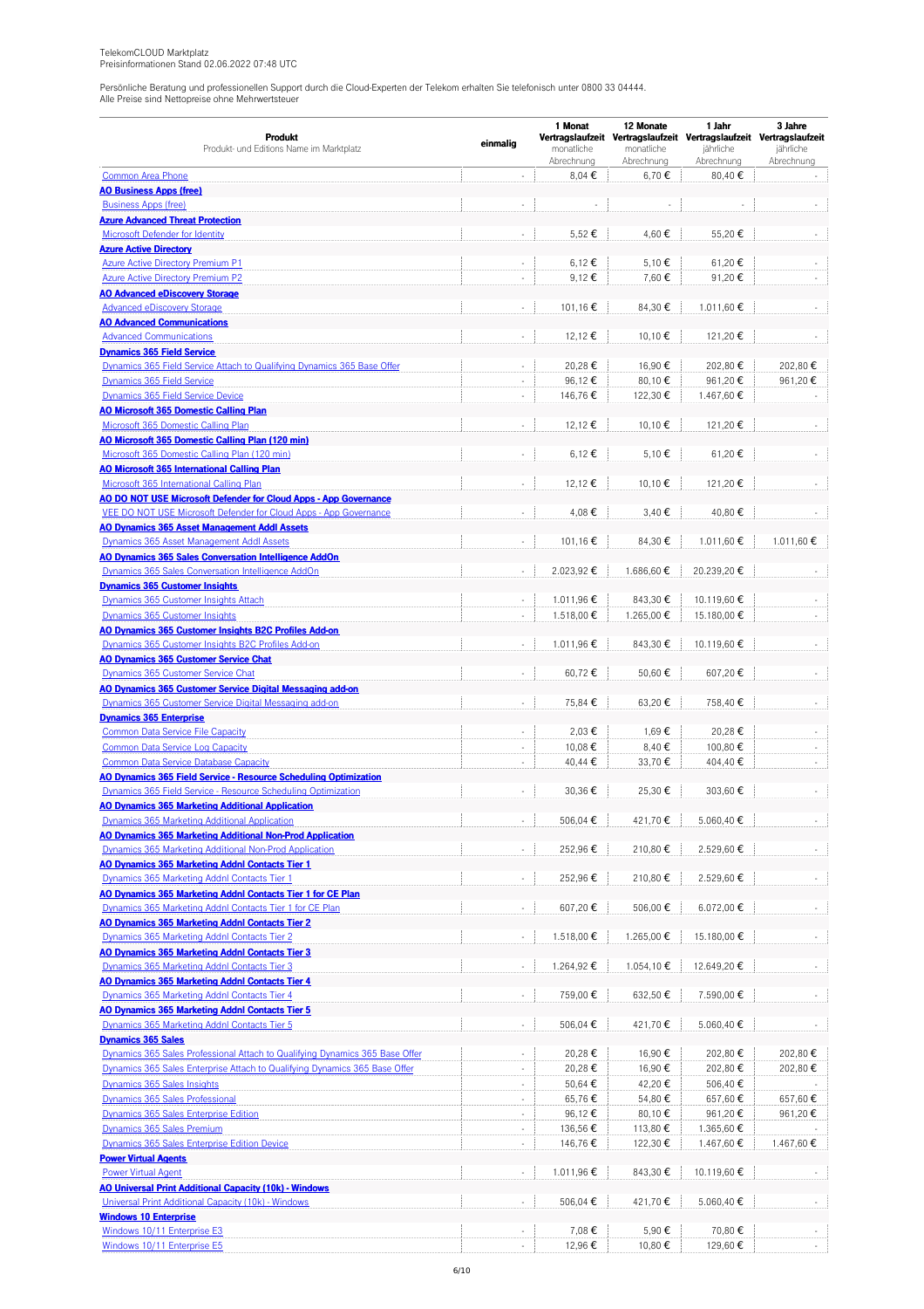TelekomCLOUD Marktplatz
Preisinformationen Stand 02.06.2022 07:48 UTC

Persönliche Beratung und professionellen Support durch die Cloud-Experten der Telekom erhalten Sie telefonisch unter 0800 33 04444.
Alle Preise sind Nettopreise ohne Mehrwertsteuer

| **Produkt** Produkt- und Editions Name im Marktplatz | **einmalig** | **1 Monat Vertragslaufzeit** monatliche Abrechnung | **12 Monate Vertragslaufzeit** monatliche Abrechnung | **1 Jahr Vertragslaufzeit** jährliche Abrechnung | **3 Jahre Vertragslaufzeit** jährliche Abrechnung |
|---|---|---|---|---|---|
| Common Area Phone | - | 8,04 € | 6,70 € | 80,40 € | - |
| **AO Business Apps (free)** | | | | | |
| Business Apps (free) | - | - | - | - | - |
| **Azure Advanced Threat Protection** | | | | | |
| Microsoft Defender for Identity | - | 5,52 € | 4,60 € | 55,20 € | - |
| **Azure Active Directory** | | | | | |
| Azure Active Directory Premium P1 | - | 6,12 € | 5,10 € | 61,20 € | - |
| Azure Active Directory Premium P2 | - | 9,12 € | 7,60 € | 91,20 € | - |
| **AO Advanced eDiscovery Storage** | | | | | |
| Advanced eDiscovery Storage | - | 101,16 € | 84,30 € | 1.011,60 € | - |
| **AO Advanced Communications** | | | | | |
| Advanced Communications | - | 12,12 € | 10,10 € | 121,20 € | - |
| **Dynamics 365 Field Service** | | | | | |
| Dynamics 365 Field Service Attach to Qualifying Dynamics 365 Base Offer | - | 20,28 € | 16,90 € | 202,80 € | 202,80 € |
| Dynamics 365 Field Service | - | 96,12 € | 80,10 € | 961,20 € | 961,20 € |
| Dynamics 365 Field Service Device | - | 146,76 € | 122,30 € | 1.467,60 € | - |
| **AO Microsoft 365 Domestic Calling Plan** | | | | | |
| Microsoft 365 Domestic Calling Plan | - | 12,12 € | 10,10 € | 121,20 € | - |
| **AO Microsoft 365 Domestic Calling Plan (120 min)** | | | | | |
| Microsoft 365 Domestic Calling Plan (120 min) | - | 6,12 € | 5,10 € | 61,20 € | - |
| **AO Microsoft 365 International Calling Plan** | | | | | |
| Microsoft 365 International Calling Plan | - | 12,12 € | 10,10 € | 121,20 € | - |
| **AO DO NOT USE Microsoft Defender for Cloud Apps - App Governance** | | | | | |
| VEE DO NOT USE Microsoft Defender for Cloud Apps - App Governance | - | 4,08 € | 3,40 € | 40,80 € | - |
| **AO Dynamics 365 Asset Management Addl Assets** | | | | | |
| Dynamics 365 Asset Management Addl Assets | - | 101,16 € | 84,30 € | 1.011,60 € | 1.011,60 € |
| **AO Dynamics 365 Sales Conversation Intelligence AddOn** | | | | | |
| Dynamics 365 Sales Conversation Intelligence AddOn | - | 2.023,92 € | 1.686,60 € | 20.239,20 € | - |
| **Dynamics 365 Customer Insights** | | | | | |
| Dynamics 365 Customer Insights Attach | - | 1.011,96 € | 843,30 € | 10.119,60 € | - |
| Dynamics 365 Customer Insights | - | 1.518,00 € | 1.265,00 € | 15.180,00 € | - |
| **AO Dynamics 365 Customer Insights B2C Profiles Add-on** | | | | | |
| Dynamics 365 Customer Insights B2C Profiles Add-on | - | 1.011,96 € | 843,30 € | 10.119,60 € | - |
| **AO Dynamics 365 Customer Service Chat** | | | | | |
| Dynamics 365 Customer Service Chat | - | 60,72 € | 50,60 € | 607,20 € | - |
| **AO Dynamics 365 Customer Service Digital Messaging add-on** | | | | | |
| Dynamics 365 Customer Service Digital Messaging add-on | - | 75,84 € | 63,20 € | 758,40 € | - |
| **Dynamics 365 Enterprise** | | | | | |
| Common Data Service File Capacity | - | 2,03 € | 1,69 € | 20,28 € | - |
| Common Data Service Log Capacity | - | 10,08 € | 8,40 € | 100,80 € | - |
| Common Data Service Database Capacity | - | 40,44 € | 33,70 € | 404,40 € | - |
| **AO Dynamics 365 Field Service - Resource Scheduling Optimization** | | | | | |
| Dynamics 365 Field Service - Resource Scheduling Optimization | - | 30,36 € | 25,30 € | 303,60 € | - |
| **AO Dynamics 365 Marketing Additional Application** | | | | | |
| Dynamics 365 Marketing Additional Application | - | 506,04 € | 421,70 € | 5.060,40 € | - |
| **AO Dynamics 365 Marketing Additional Non-Prod Application** | | | | | |
| Dynamics 365 Marketing Additional Non-Prod Application | - | 252,96 € | 210,80 € | 2.529,60 € | - |
| **AO Dynamics 365 Marketing Addnl Contacts Tier 1** | | | | | |
| Dynamics 365 Marketing Addnl Contacts Tier 1 | - | 252,96 € | 210,80 € | 2.529,60 € | - |
| **AO Dynamics 365 Marketing Addnl Contacts Tier 1 for CE Plan** | | | | | |
| Dynamics 365 Marketing Addnl Contacts Tier 1 for CE Plan | - | 607,20 € | 506,00 € | 6.072,00 € | - |
| **AO Dynamics 365 Marketing Addnl Contacts Tier 2** | | | | | |
| Dynamics 365 Marketing Addnl Contacts Tier 2 | - | 1.518,00 € | 1.265,00 € | 15.180,00 € | - |
| **AO Dynamics 365 Marketing Addnl Contacts Tier 3** | | | | | |
| Dynamics 365 Marketing Addnl Contacts Tier 3 | - | 1.264,92 € | 1.054,10 € | 12.649,20 € | - |
| **AO Dynamics 365 Marketing Addnl Contacts Tier 4** | | | | | |
| Dynamics 365 Marketing Addnl Contacts Tier 4 | - | 759,00 € | 632,50 € | 7.590,00 € | - |
| **AO Dynamics 365 Marketing Addnl Contacts Tier 5** | | | | | |
| Dynamics 365 Marketing Addnl Contacts Tier 5 | - | 506,04 € | 421,70 € | 5.060,40 € | - |
| **Dynamics 365 Sales** | | | | | |
| Dynamics 365 Sales Professional Attach to Qualifying Dynamics 365 Base Offer | - | 20,28 € | 16,90 € | 202,80 € | 202,80 € |
| Dynamics 365 Sales Enterprise Attach to Qualifying Dynamics 365 Base Offer | - | 20,28 € | 16,90 € | 202,80 € | 202,80 € |
| Dynamics 365 Sales Insights | - | 50,64 € | 42,20 € | 506,40 € | - |
| Dynamics 365 Sales Professional | - | 65,76 € | 54,80 € | 657,60 € | 657,60 € |
| Dynamics 365 Sales Enterprise Edition | - | 96,12 € | 80,10 € | 961,20 € | 961,20 € |
| Dynamics 365 Sales Premium | - | 136,56 € | 113,80 € | 1.365,60 € | - |
| Dynamics 365 Sales Enterprise Edition Device | - | 146,76 € | 122,30 € | 1.467,60 € | 1.467,60 € |
| **Power Virtual Agents** | | | | | |
| Power Virtual Agent | - | 1.011,96 € | 843,30 € | 10.119,60 € | - |
| **AO Universal Print Additional Capacity (10k) - Windows** | | | | | |
| Universal Print Additional Capacity (10k) - Windows | - | 506,04 € | 421,70 € | 5.060,40 € | - |
| **Windows 10 Enterprise** | | | | | |
| Windows 10/11 Enterprise E3 | - | 7,08 € | 5,90 € | 70,80 € | - |
| Windows 10/11 Enterprise E5 | - | 12,96 € | 10,80 € | 129,60 € | - |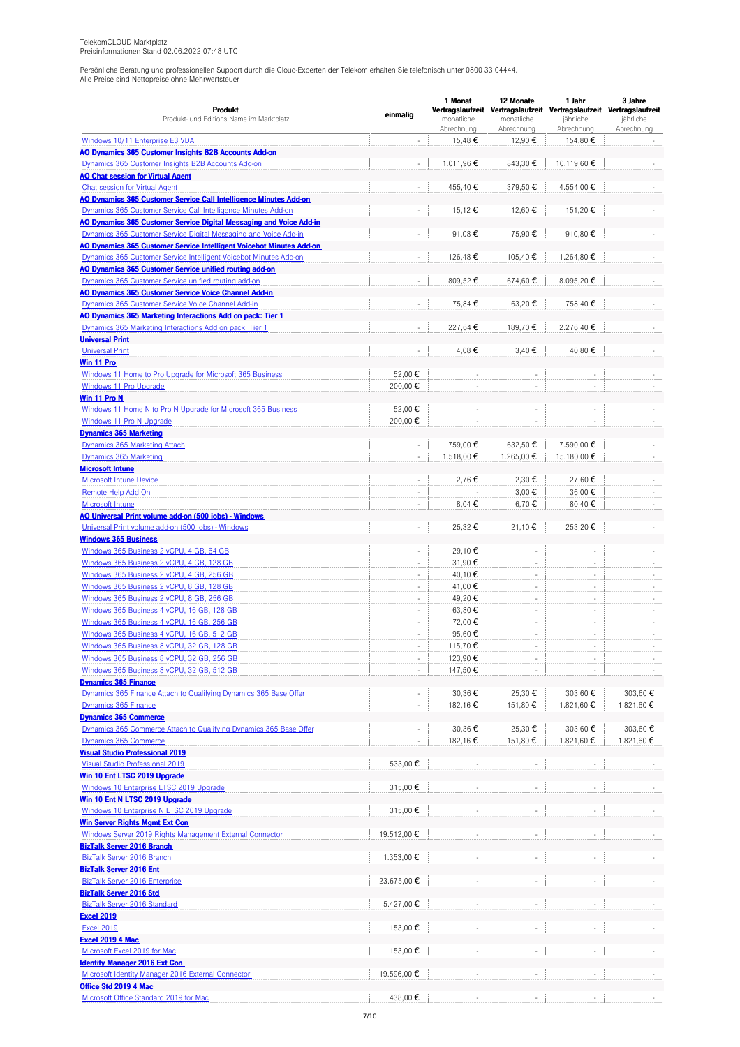TelekomCLOUD Marktplatz
Preisinformationen Stand 02.06.2022 07:48 UTC

Persönliche Beratung und professionellen Support durch die Cloud-Experten der Telekom erhalten Sie telefonisch unter 0800 33 04444.
Alle Preise sind Nettopreise ohne Mehrwertsteuer

| **Produkt** Produkt- und Editions Name im Marktplatz | **einmalig** | **1 Monat Vertragslaufzeit** monatliche Abrechnung | **12 Monate Vertragslaufzeit** monatliche Abrechnung | **1 Jahr Vertragslaufzeit** jährliche Abrechnung | **3 Jahre Vertragslaufzeit** jährliche Abrechnung |
|---|---|---|---|---|---|
| Windows 10/11 Enterprise E3 VDA | - | 15,48 € | 12,90 € | 154,80 € | - |
| **AO Dynamics 365 Customer Insights B2B Accounts Add-on** | | | | | |
| Dynamics 365 Customer Insights B2B Accounts Add-on | - | 1.011,96 € | 843,30 € | 10.119,60 € | - |
| **AO Chat session for Virtual Agent** | | | | | |
| Chat session for Virtual Agent | - | 455,40 € | 379,50 € | 4.554,00 € | - |
| **AO Dynamics 365 Customer Service Call Intelligence Minutes Add-on** | | | | | |
| Dynamics 365 Customer Service Call Intelligence Minutes Add-on | - | 15,12 € | 12,60 € | 151,20 € | - |
| **AO Dynamics 365 Customer Service Digital Messaging and Voice Add-in** | | | | | |
| Dynamics 365 Customer Service Digital Messaging and Voice Add-in | - | 91,08 € | 75,90 € | 910,80 € | - |
| **AO Dynamics 365 Customer Service Intelligent Voicebot Minutes Add-on** | | | | | |
| Dynamics 365 Customer Service Intelligent Voicebot Minutes Add-on | - | 126,48 € | 105,40 € | 1.264,80 € | - |
| **AO Dynamics 365 Customer Service unified routing add-on** | | | | | |
| Dynamics 365 Customer Service unified routing add-on | - | 809,52 € | 674,60 € | 8.095,20 € | - |
| **AO Dynamics 365 Customer Service Voice Channel Add-in** | | | | | |
| Dynamics 365 Customer Service Voice Channel Add-in | - | 75,84 € | 63,20 € | 758,40 € | - |
| **AO Dynamics 365 Marketing Interactions Add on pack: Tier 1** | | | | | |
| Dynamics 365 Marketing Interactions Add on pack: Tier 1 | - | 227,64 € | 189,70 € | 2.276,40 € | - |
| **Universal Print** | | | | | |
| Universal Print | - | 4,08 € | 3,40 € | 40,80 € | - |
| **Win 11 Pro** | | | | | |
| Windows 11 Home to Pro Upgrade for Microsoft 365 Business | 52,00 € | - | - | - | - |
| Windows 11 Pro Upgrade | 200,00 € | - | - | - | - |
| **Win 11 Pro N** | | | | | |
| Windows 11 Home N to Pro N Upgrade for Microsoft 365 Business | 52,00 € | - | - | - | - |
| Windows 11 Pro N Upgrade | 200,00 € | - | - | - | - |
| **Dynamics 365 Marketing** | | | | | |
| Dynamics 365 Marketing Attach | - | 759,00 € | 632,50 € | 7.590,00 € | - |
| Dynamics 365 Marketing | - | 1.518,00 € | 1.265,00 € | 15.180,00 € | - |
| **Microsoft Intune** | | | | | |
| Microsoft Intune Device | - | 2,76 € | 2,30 € | 27,60 € | - |
| Remote Help Add On | - | - | 3,00 € | 36,00 € | - |
| Microsoft Intune | - | 8,04 € | 6,70 € | 80,40 € | - |
| **AO Universal Print volume add-on (500 jobs) - Windows** | | | | | |
| Universal Print volume add-on (500 jobs) - Windows | - | 25,32 € | 21,10 € | 253,20 € | - |
| **Windows 365 Business** | | | | | |
| Windows 365 Business 2 vCPU, 4 GB, 64 GB | - | 29,10 € | - | - | - |
| Windows 365 Business 2 vCPU, 4 GB, 128 GB | - | 31,90 € | - | - | - |
| Windows 365 Business 2 vCPU, 4 GB, 256 GB | - | 40,10 € | - | - | - |
| Windows 365 Business 2 vCPU, 8 GB, 128 GB | - | 41,00 € | - | - | - |
| Windows 365 Business 2 vCPU, 8 GB, 256 GB | - | 49,20 € | - | - | - |
| Windows 365 Business 4 vCPU, 16 GB, 128 GB | - | 63,80 € | - | - | - |
| Windows 365 Business 4 vCPU, 16 GB, 256 GB | - | 72,00 € | - | - | - |
| Windows 365 Business 4 vCPU, 16 GB, 512 GB | - | 95,60 € | - | - | - |
| Windows 365 Business 8 vCPU, 32 GB, 128 GB | - | 115,70 € | - | - | - |
| Windows 365 Business 8 vCPU, 32 GB, 256 GB | - | 123,90 € | - | - | - |
| Windows 365 Business 8 vCPU, 32 GB, 512 GB | - | 147,50 € | - | - | - |
| **Dynamics 365 Finance** | | | | | |
| Dynamics 365 Finance Attach to Qualifying Dynamics 365 Base Offer | - | 30,36 € | 25,30 € | 303,60 € | 303,60 € |
| Dynamics 365 Finance | - | 182,16 € | 151,80 € | 1.821,60 € | 1.821,60 € |
| **Dynamics 365 Commerce** | | | | | |
| Dynamics 365 Commerce Attach to Qualifying Dynamics 365 Base Offer | - | 30,36 € | 25,30 € | 303,60 € | 303,60 € |
| Dynamics 365 Commerce | - | 182,16 € | 151,80 € | 1.821,60 € | 1.821,60 € |
| **Visual Studio Professional 2019** | | | | | |
| Visual Studio Professional 2019 | 533,00 € | - | - | - | - |
| **Win 10 Ent LTSC 2019 Upgrade** | | | | | |
| Windows 10 Enterprise LTSC 2019 Upgrade | 315,00 € | - | - | - | - |
| **Win 10 Ent N LTSC 2019 Upgrade** | | | | | |
| Windows 10 Enterprise N LTSC 2019 Upgrade | 315,00 € | - | - | - | - |
| **Win Server Rights Mgmt Ext Con** | | | | | |
| Windows Server 2019 Rights Management External Connector | 19.512,00 € | - | - | - | - |
| **BizTalk Server 2016 Branch** | | | | | |
| BizTalk Server 2016 Branch | 1.353,00 € | - | - | - | - |
| **BizTalk Server 2016 Ent** | | | | | |
| BizTalk Server 2016 Enterprise | 23.675,00 € | - | - | - | - |
| **BizTalk Server 2016 Std** | | | | | |
| BizTalk Server 2016 Standard | 5.427,00 € | - | - | - | - |
| **Excel 2019** | | | | | |
| Excel 2019 | 153,00 € | - | - | - | - |
| **Excel 2019 4 Mac** | | | | | |
| Microsoft Excel 2019 for Mac | 153,00 € | - | - | - | - |
| **Identity Manager 2016 Ext Con** | | | | | |
| Microsoft Identity Manager 2016 External Connector | 19.596,00 € | - | - | - | - |
| **Office Std 2019 4 Mac** | | | | | |
| Microsoft Office Standard 2019 for Mac | 438,00 € | - | - | - | - |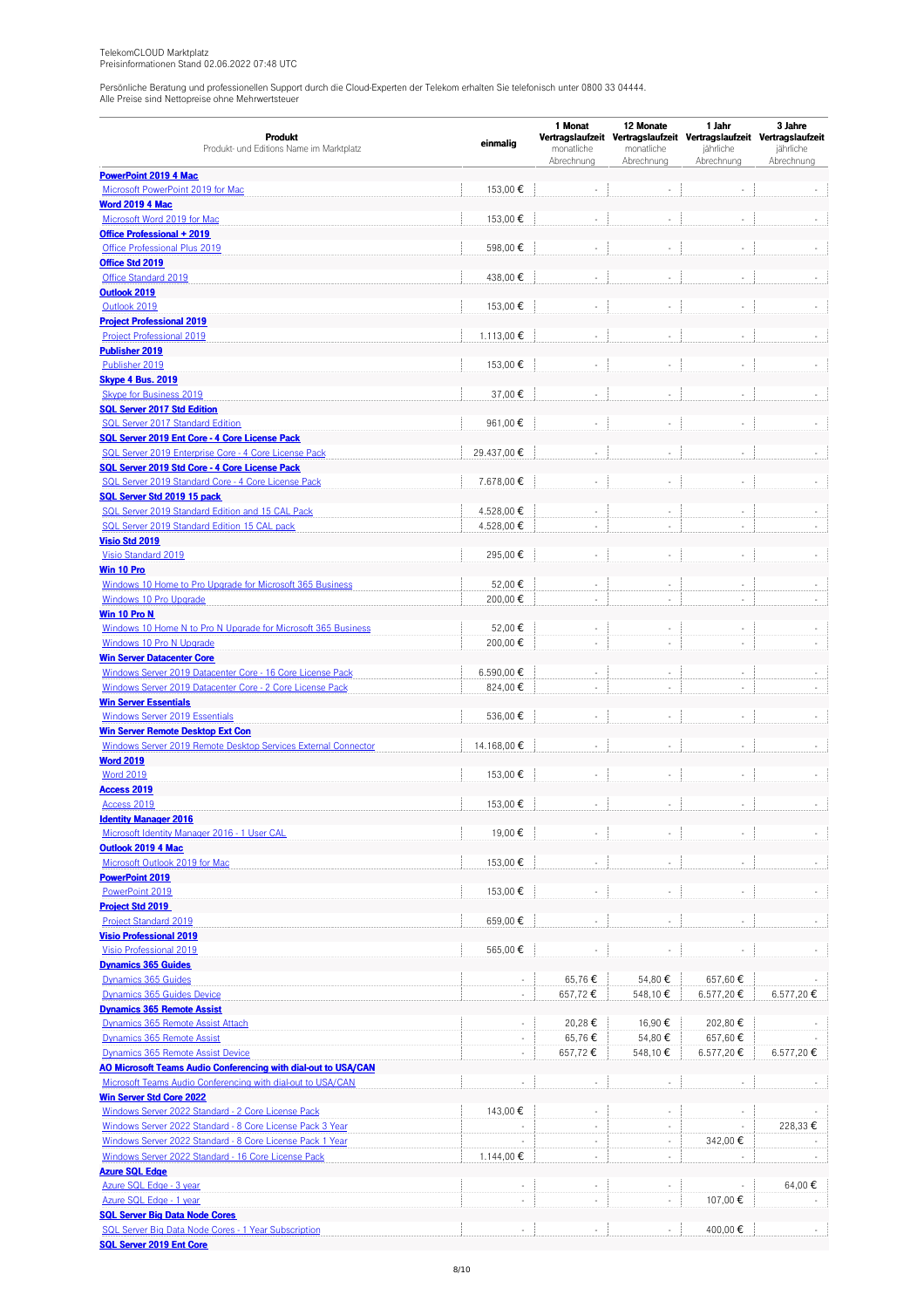TelekomCLOUD Marktplatz
Preisinformationen Stand 02.06.2022 07:48 UTC

Persönliche Beratung und professionellen Support durch die Cloud-Experten der Telekom erhalten Sie telefonisch unter 0800 33 04444.
Alle Preise sind Nettopreise ohne Mehrwertsteuer

| **Produkt** Produkt- und Editions Name im Marktplatz | **einmalig** | **1 Monat Vertragslaufzeit** monatliche Abrechnung | **12 Monate Vertragslaufzeit** monatliche Abrechnung | **1 Jahr Vertragslaufzeit** jährliche Abrechnung | **3 Jahre Vertragslaufzeit** jährliche Abrechnung |
|---|---|---|---|---|---|
| **PowerPoint 2019 4 Mac** | | | | | |
| Microsoft PowerPoint 2019 for Mac | 153,00 € | - | - | - | - |
| **Word 2019 4 Mac** | | | | | |
| Microsoft Word 2019 for Mac | 153,00 € | - | - | - | - |
| **Office Professional + 2019** | | | | | |
| Office Professional Plus 2019 | 598,00 € | - | - | - | - |
| **Office Std 2019** | | | | | |
| Office Standard 2019 | 438,00 € | - | - | - | - |
| **Outlook 2019** | | | | | |
| Outlook 2019 | 153,00 € | - | - | - | - |
| **Project Professional 2019** | | | | | |
| Project Professional 2019 | 1.113,00 € | - | - | - | - |
| **Publisher 2019** | | | | | |
| Publisher 2019 | 153,00 € | - | - | - | - |
| **Skype 4 Bus. 2019** | | | | | |
| Skype for Business 2019 | 37,00 € | - | - | - | - |
| **SQL Server 2017 Std Edition** | | | | | |
| SQL Server 2017 Standard Edition | 961,00 € | - | - | - | - |
| **SQL Server 2019 Ent Core - 4 Core License Pack** | | | | | |
| SQL Server 2019 Enterprise Core - 4 Core License Pack | 29.437,00 € | - | - | - | - |
| **SQL Server 2019 Std Core - 4 Core License Pack** | | | | | |
| SQL Server 2019 Standard Core - 4 Core License Pack | 7.678,00 € | - | - | - | - |
| **SQL Server Std 2019 15 pack** | | | | | |
| SQL Server 2019 Standard Edition and 15 CAL Pack | 4.528,00 € | - | - | - | - |
| SQL Server 2019 Standard Edition 15 CAL pack | 4.528,00 € | - | - | - | - |
| **Visio Std 2019** | | | | | |
| Visio Standard 2019 | 295,00 € | - | - | - | - |
| **Win 10 Pro** | | | | | |
| Windows 10 Home to Pro Upgrade for Microsoft 365 Business | 52,00 € | - | - | - | - |
| Windows 10 Pro Upgrade | 200,00 € | - | - | - | - |
| **Win 10 Pro N** | | | | | |
| Windows 10 Home N to Pro N Upgrade for Microsoft 365 Business | 52,00 € | - | - | - | - |
| Windows 10 Pro N Upgrade | 200,00 € | - | - | - | - |
| **Win Server Datacenter Core** | | | | | |
| Windows Server 2019 Datacenter Core - 16 Core License Pack | 6.590,00 € | - | - | - | - |
| Windows Server 2019 Datacenter Core - 2 Core License Pack | 824,00 € | - | - | - | - |
| **Win Server Essentials** | | | | | |
| Windows Server 2019 Essentials | 536,00 € | - | - | - | - |
| **Win Server Remote Desktop Ext Con** | | | | | |
| Windows Server 2019 Remote Desktop Services External Connector | 14.168,00 € | - | - | - | - |
| **Word 2019** | | | | | |
| Word 2019 | 153,00 € | - | - | - | - |
| **Access 2019** | | | | | |
| Access 2019 | 153,00 € | - | - | - | - |
| **Identity Manager 2016** | | | | | |
| Microsoft Identity Manager 2016 - 1 User CAL | 19,00 € | - | - | - | - |
| **Outlook 2019 4 Mac** | | | | | |
| Microsoft Outlook 2019 for Mac | 153,00 € | - | - | - | - |
| **PowerPoint 2019** | | | | | |
| PowerPoint 2019 | 153,00 € | - | - | - | - |
| **Project Std 2019** | | | | | |
| Project Standard 2019 | 659,00 € | - | - | - | - |
| **Visio Professional 2019** | | | | | |
| Visio Professional 2019 | 565,00 € | - | - | - | - |
| **Dynamics 365 Guides** | | | | | |
| Dynamics 365 Guides | - | 65,76 € | 54,80 € | 657,60 € | - |
| Dynamics 365 Guides Device | - | 657,72 € | 548,10 € | 6.577,20 € | 6.577,20 € |
| **Dynamics 365 Remote Assist** | | | | | |
| Dynamics 365 Remote Assist Attach | - | 20,28 € | 16,90 € | 202,80 € | - |
| Dynamics 365 Remote Assist | - | 65,76 € | 54,80 € | 657,60 € | - |
| Dynamics 365 Remote Assist Device | - | 657,72 € | 548,10 € | 6.577,20 € | 6.577,20 € |
| **AO Microsoft Teams Audio Conferencing with dial-out to USA/CAN** | | | | | |
| Microsoft Teams Audio Conferencing with dial-out to USA/CAN | - | - | - | - | - |
| **Win Server Std Core 2022** | | | | | |
| Windows Server 2022 Standard - 2 Core License Pack | 143,00 € | - | - | - | - |
| Windows Server 2022 Standard - 8 Core License Pack 3 Year | - | - | - | - | 228,33 € |
| Windows Server 2022 Standard - 8 Core License Pack 1 Year | - | - | - | 342,00 € | - |
| Windows Server 2022 Standard - 16 Core License Pack | 1.144,00 € | - | - | - | - |
| **Azure SQL Edge** | | | | | |
| Azure SQL Edge - 3 year | - | - | - | - | 64,00 € |
| Azure SQL Edge - 1 year | - | - | - | 107,00 € | - |
| **SQL Server Big Data Node Cores** | | | | | |
| SQL Server Big Data Node Cores - 1 Year Subscription | - | - | - | 400,00 € | - |
| **SQL Server 2019 Ent Core** | | | | | |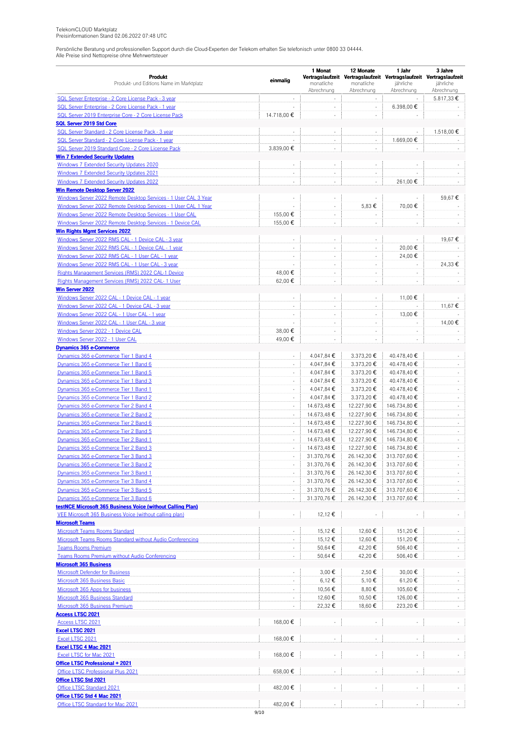TelekomCLOUD Marktplatz
Preisinformationen Stand 02.06.2022 07:48 UTC

Persönliche Beratung und professionellen Support durch die Cloud-Experten der Telekom erhalten Sie telefonisch unter 0800 33 04444.
Alle Preise sind Nettopreise ohne Mehrwertsteuer

| **Produkt** Produkt- und Editions Name im Marktplatz | **einmalig** | **1 Monat Vertragslaufzeit** monatliche Abrechnung | **12 Monate Vertragslaufzeit** monatliche Abrechnung | **1 Jahr Vertragslaufzeit** jährliche Abrechnung | **3 Jahre Vertragslaufzeit** jährliche Abrechnung |
|---|---|---|---|---|---|
| SQL Server Enterprise - 2 Core License Pack - 3 year | - | - | - | - | 5.817,33 € |
| SQL Server Enterprise - 2 Core License Pack - 1 year | - | - | - | 6.398,00 € | - |
| SQL Server 2019 Enterprise Core - 2 Core License Pack | 14.718,00 € | - | - | - | - |
| **SQL Server 2019 Std Core** | | | | | |
| SQL Server Standard - 2 Core License Pack - 3 year | - | - | - | - | 1.518,00 € |
| SQL Server Standard - 2 Core License Pack - 1 year | - | - | - | 1.669,00 € | - |
| SQL Server 2019 Standard Core - 2 Core License Pack | 3.839,00 € | - | - | - | - |
| **Win 7 Extended Security Updates** | | | | | |
| Windows 7 Extended Security Updates 2020 | - | - | - | - | - |
| Windows 7 Extended Security Updates 2021 | - | - | - | - | - |
| Windows 7 Extended Security Updates 2022 | - | - | - | 261,00 € | - |
| **Win Remote Desktop Server 2022** | | | | | |
| Windows Server 2022 Remote Desktop Services - 1 User CAL 3 Year | - | - | - | - | 59,67 € |
| Windows Server 2022 Remote Desktop Services - 1 User CAL 1 Year | - | - | 5,83 € | 70,00 € | - |
| Windows Server 2022 Remote Desktop Services - 1 User CAL | 155,00 € | - | - | - | - |
| Windows Server 2022 Remote Desktop Services - 1 Device CAL | 155,00 € | - | - | - | - |
| **Win Rights Mgmt Services 2022** | | | | | |
| Windows Server 2022 RMS CAL - 1 Device CAL - 3 year | - | - | - | - | 19,67 € |
| Windows Server 2022 RMS CAL - 1 Device CAL - 1 year | - | - | - | 20,00 € | - |
| Windows Server 2022 RMS CAL - 1 User CAL - 1 year | - | - | - | 24,00 € | - |
| Windows Server 2022 RMS CAL - 1 User CAL - 3 year | - | - | - | - | 24,33 € |
| Rights Management Services (RMS) 2022 CAL-1 Device | 48,00 € | - | - | - | - |
| Rights Management Services (RMS) 2022 CAL- 1 User | 62,00 € | - | - | - | - |
| **Win Server 2022** | | | | | |
| Windows Server 2022 CAL - 1 Device CAL - 1 year | - | - | - | 11,00 € | - |
| Windows Server 2022 CAL - 1 Device CAL - 3 year | - | - | - | - | 11,67 € |
| Windows Server 2022 CAL - 1 User CAL - 1 year | - | - | - | 13,00 € | - |
| Windows Server 2022 CAL - 1 User CAL - 3 year | - | - | - | - | 14,00 € |
| Windows Server 2022 - 1 Device CAL | 38,00 € | - | - | - | - |
| Windows Server 2022 - 1 User CAL | 49,00 € | - | - | - | - |
| **Dynamics 365 e-Commerce** | | | | | |
| Dynamics 365 e-Commerce Tier 1 Band 4 | - | 4.047,84 € | 3.373,20 € | 40.478,40 € | - |
| Dynamics 365 e-Commerce Tier 1 Band 6 | - | 4.047,84 € | 3.373,20 € | 40.478,40 € | - |
| Dynamics 365 e-Commerce Tier 1 Band 5 | - | 4.047,84 € | 3.373,20 € | 40.478,40 € | - |
| Dynamics 365 e-Commerce Tier 1 Band 3 | - | 4.047,84 € | 3.373,20 € | 40.478,40 € | - |
| Dynamics 365 e-Commerce Tier 1 Band 1 | - | 4.047,84 € | 3.373,20 € | 40.478,40 € | - |
| Dynamics 365 e-Commerce Tier 1 Band 2 | - | 4.047,84 € | 3.373,20 € | 40.478,40 € | - |
| Dynamics 365 e-Commerce Tier 2 Band 4 | - | 14.673,48 € | 12.227,90 € | 146.734,80 € | - |
| Dynamics 365 e-Commerce Tier 2 Band 2 | - | 14.673,48 € | 12.227,90 € | 146.734,80 € | - |
| Dynamics 365 e-Commerce Tier 2 Band 6 | - | 14.673,48 € | 12.227,90 € | 146.734,80 € | - |
| Dynamics 365 e-Commerce Tier 2 Band 5 | - | 14.673,48 € | 12.227,90 € | 146.734,80 € | - |
| Dynamics 365 e-Commerce Tier 2 Band 1 | - | 14.673,48 € | 12.227,90 € | 146.734,80 € | - |
| Dynamics 365 e-Commerce Tier 2 Band 3 | - | 14.673,48 € | 12.227,90 € | 146.734,80 € | - |
| Dynamics 365 e-Commerce Tier 3 Band 3 | - | 31.370,76 € | 26.142,30 € | 313.707,60 € | - |
| Dynamics 365 e-Commerce Tier 3 Band 2 | - | 31.370,76 € | 26.142,30 € | 313.707,60 € | - |
| Dynamics 365 e-Commerce Tier 3 Band 1 | - | 31.370,76 € | 26.142,30 € | 313.707,60 € | - |
| Dynamics 365 e-Commerce Tier 3 Band 4 | - | 31.370,76 € | 26.142,30 € | 313.707,60 € | - |
| Dynamics 365 e-Commerce Tier 3 Band 5 | - | 31.370,76 € | 26.142,30 € | 313.707,60 € | - |
| Dynamics 365 e-Commerce Tier 3 Band 6 | - | 31.370,76 € | 26.142,30 € | 313.707,60 € | - |
| **testNCE Microsoft 365 Business Voice (without Calling Plan)** | | | | | |
| VEE Microsoft 365 Business Voice (without calling plan) | - | 12,12 € | - | - | - |
| **Microsoft Teams** | | | | | |
| Microsoft Teams Rooms Standard | - | 15,12 € | 12,60 € | 151,20 € | - |
| Microsoft Teams Rooms Standard without Audio Conferencing | - | 15,12 € | 12,60 € | 151,20 € | - |
| Teams Rooms Premium | - | 50,64 € | 42,20 € | 506,40 € | - |
| Teams Rooms Premium without Audio Conferencing | - | 50,64 € | 42,20 € | 506,40 € | - |
| **Microsoft 365 Business** | | | | | |
| Microsoft Defender for Business | - | 3,00 € | 2,50 € | 30,00 € | - |
| Microsoft 365 Business Basic | - | 6,12 € | 5,10 € | 61,20 € | - |
| Microsoft 365 Apps for business | - | 10,56 € | 8,80 € | 105,60 € | - |
| Microsoft 365 Business Standard | - | 12,60 € | 10,50 € | 126,00 € | - |
| Microsoft 365 Business Premium | - | 22,32 € | 18,60 € | 223,20 € | - |
| **Access LTSC 2021** | | | | | |
| Access LTSC 2021 | 168,00 € | - | - | - | - |
| **Excel LTSC 2021** | | | | | |
| Excel LTSC 2021 | 168,00 € | - | - | - | - |
| **Excel LTSC 4 Mac 2021** | | | | | |
| Excel LTSC for Mac 2021 | 168,00 € | - | - | - | - |
| **Office LTSC Professional + 2021** | | | | | |
| Office LTSC Professional Plus 2021 | 658,00 € | - | - | - | - |
| **Office LTSC Std 2021** | | | | | |
| Office LTSC Standard 2021 | 482,00 € | - | - | - | - |
| **Office LTSC Std 4 Mac 2021** | | | | | |
| Office LTSC Standard for Mac 2021 | 482,00 € | - | - | - | - |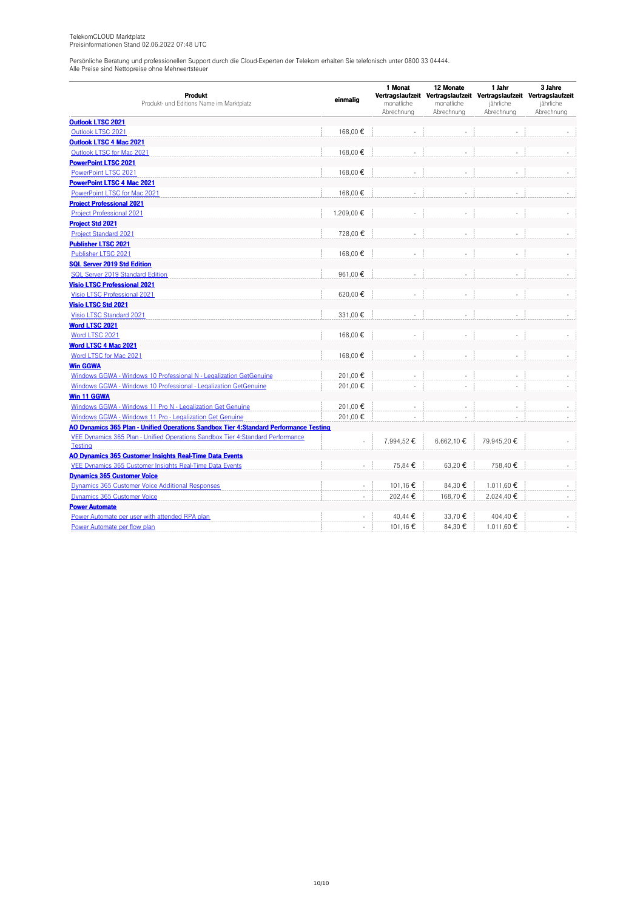TelekomCLOUD Marktplatz
Preisinformationen Stand 02.06.2022 07:48 UTC

Persönliche Beratung und professionellen Support durch die Cloud-Experten der Telekom erhalten Sie telefonisch unter 0800 33 04444.
Alle Preise sind Nettopreise ohne Mehrwertsteuer

| **Produkt** Produkt- und Editions Name im Marktplatz | **einmalig** | **1 Monat Vertragslaufzeit** monatliche Abrechnung | **12 Monate Vertragslaufzeit** monatliche Abrechnung | **1 Jahr Vertragslaufzeit** jährliche Abrechnung | **3 Jahre Vertragslaufzeit** jährliche Abrechnung |
|---|---|---|---|---|---|
| **Outlook LTSC 2021** | | | | | |
| Outlook LTSC 2021 | 168,00 € | - | - | - | - |
| **Outlook LTSC 4 Mac 2021** | | | | | |
| Outlook LTSC for Mac 2021 | 168,00 € | - | - | - | - |
| **PowerPoint LTSC 2021** | | | | | |
| PowerPoint LTSC 2021 | 168,00 € | - | - | - | - |
| **PowerPoint LTSC 4 Mac 2021** | | | | | |
| PowerPoint LTSC for Mac 2021 | 168,00 € | - | - | - | - |
| **Project Professional 2021** | | | | | |
| Project Professional 2021 | 1.209,00 € | - | - | - | - |
| **Project Std 2021** | | | | | |
| Project Standard 2021 | 728,00 € | - | - | - | - |
| **Publisher LTSC 2021** | | | | | |
| Publisher LTSC 2021 | 168,00 € | - | - | - | - |
| **SQL Server 2019 Std Edition** | | | | | |
| SQL Server 2019 Standard Edition | 961,00 € | - | - | - | - |
| **Visio LTSC Professional 2021** | | | | | |
| Visio LTSC Professional 2021 | 620,00 € | - | - | - | - |
| **Visio LTSC Std 2021** | | | | | |
| Visio LTSC Standard 2021 | 331,00 € | - | - | - | - |
| **Word LTSC 2021** | | | | | |
| Word LTSC 2021 | 168,00 € | - | - | - | - |
| **Word LTSC 4 Mac 2021** | | | | | |
| Word LTSC for Mac 2021 | 168,00 € | - | - | - | - |
| **Win GGWA** | | | | | |
| Windows GGWA - Windows 10 Professional N - Legalization GetGenuine | 201,00 € | - | - | - | - |
| Windows GGWA - Windows 10 Professional - Legalization GetGenuine | 201,00 € | - | - | - | - |
| **Win 11 GGWA** | | | | | |
| Windows GGWA - Windows 11 Pro N - Legalization Get Genuine | 201,00 € | - | - | - | - |
| Windows GGWA - Windows 11 Pro - Legalization Get Genuine | 201,00 € | - | - | - | - |
| **AO Dynamics 365 Plan - Unified Operations Sandbox Tier 4:Standard Performance Testing** | | | | | |
| VEE Dynamics 365 Plan - Unified Operations Sandbox Tier 4:Standard Performance Testing | - | 7.994,52 € | 6.662,10 € | 79.945,20 € | - |
| **AO Dynamics 365 Customer Insights Real-Time Data Events** | | | | | |
| VEE Dynamics 365 Customer Insights Real-Time Data Events | - | 75,84 € | 63,20 € | 758,40 € | - |
| **Dynamics 365 Customer Voice** | | | | | |
| Dynamics 365 Customer Voice Additional Responses | - | 101,16 € | 84,30 € | 1.011,60 € | - |
| Dynamics 365 Customer Voice | - | 202,44 € | 168,70 € | 2.024,40 € | - |
| **Power Automate** | | | | | |
| Power Automate per user with attended RPA plan | - | 40,44 € | 33,70 € | 404,40 € | - |
| Power Automate per flow plan | - | 101,16 € | 84,30 € | 1.011,60 € | - |